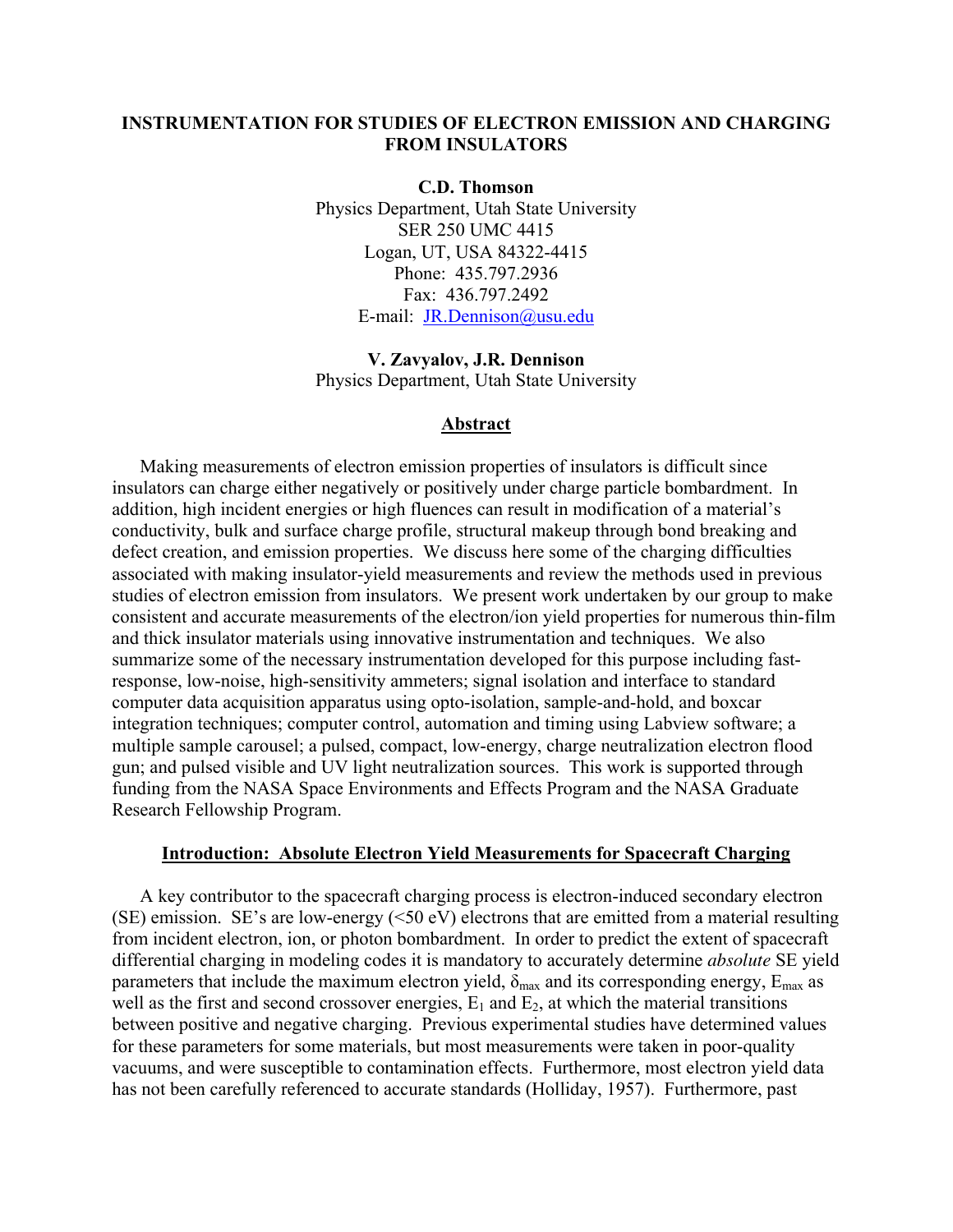# INSTRUMENTATION FOR STUDIES OF ELECTRON EMISSION AND CHARGING FROM INSULATORS

**C.D. Thomson**
Physics Department, Utah State University
SER 250 UMC 4415
Logan, UT, USA 84322-4415
Phone: 435.797.2936
Fax: 436.797.2492
E-mail: JR.Dennison@usu.edu

**V. Zavyalov, J.R. Dennison**
Physics Department, Utah State University

## Abstract

Making measurements of electron emission properties of insulators is difficult since insulators can charge either negatively or positively under charge particle bombardment. In addition, high incident energies or high fluences can result in modification of a material's conductivity, bulk and surface charge profile, structural makeup through bond breaking and defect creation, and emission properties. We discuss here some of the charging difficulties associated with making insulator-yield measurements and review the methods used in previous studies of electron emission from insulators. We present work undertaken by our group to make consistent and accurate measurements of the electron/ion yield properties for numerous thin-film and thick insulator materials using innovative instrumentation and techniques. We also summarize some of the necessary instrumentation developed for this purpose including fast-response, low-noise, high-sensitivity ammeters; signal isolation and interface to standard computer data acquisition apparatus using opto-isolation, sample-and-hold, and boxcar integration techniques; computer control, automation and timing using Labview software; a multiple sample carousel; a pulsed, compact, low-energy, charge neutralization electron flood gun; and pulsed visible and UV light neutralization sources. This work is supported through funding from the NASA Space Environments and Effects Program and the NASA Graduate Research Fellowship Program.

## Introduction: Absolute Electron Yield Measurements for Spacecraft Charging

A key contributor to the spacecraft charging process is electron-induced secondary electron (SE) emission. SE's are low-energy (<50 eV) electrons that are emitted from a material resulting from incident electron, ion, or photon bombardment. In order to predict the extent of spacecraft differential charging in modeling codes it is mandatory to accurately determine *absolute* SE yield parameters that include the maximum electron yield, $\delta_{max}$ and its corresponding energy, $E_{max}$ as well as the first and second crossover energies, $E_1$ and $E_2$, at which the material transitions between positive and negative charging. Previous experimental studies have determined values for these parameters for some materials, but most measurements were taken in poor-quality vacuums, and were susceptible to contamination effects. Furthermore, most electron yield data has not been carefully referenced to accurate standards (Holliday, 1957). Furthermore, past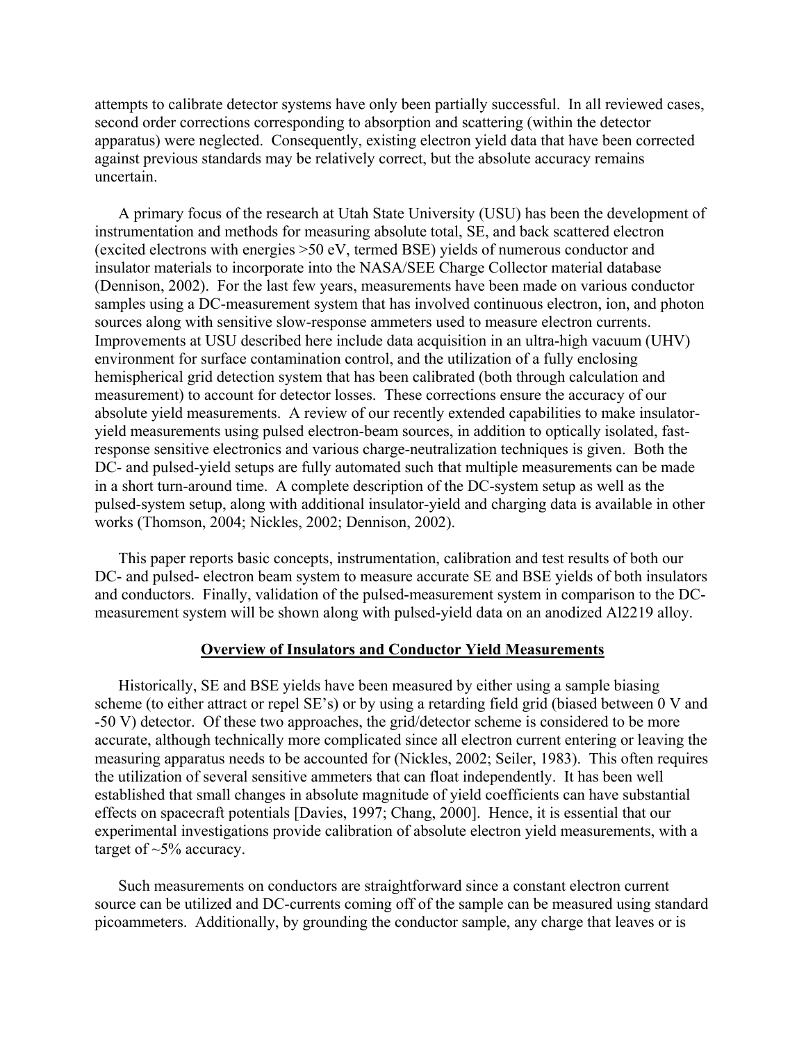attempts to calibrate detector systems have only been partially successful. In all reviewed cases, second order corrections corresponding to absorption and scattering (within the detector apparatus) were neglected. Consequently, existing electron yield data that have been corrected against previous standards may be relatively correct, but the absolute accuracy remains uncertain.

A primary focus of the research at Utah State University (USU) has been the development of instrumentation and methods for measuring absolute total, SE, and back scattered electron (excited electrons with energies >50 eV, termed BSE) yields of numerous conductor and insulator materials to incorporate into the NASA/SEE Charge Collector material database (Dennison, 2002). For the last few years, measurements have been made on various conductor samples using a DC-measurement system that has involved continuous electron, ion, and photon sources along with sensitive slow-response ammeters used to measure electron currents. Improvements at USU described here include data acquisition in an ultra-high vacuum (UHV) environment for surface contamination control, and the utilization of a fully enclosing hemispherical grid detection system that has been calibrated (both through calculation and measurement) to account for detector losses. These corrections ensure the accuracy of our absolute yield measurements. A review of our recently extended capabilities to make insulator-yield measurements using pulsed electron-beam sources, in addition to optically isolated, fast-response sensitive electronics and various charge-neutralization techniques is given. Both the DC- and pulsed-yield setups are fully automated such that multiple measurements can be made in a short turn-around time. A complete description of the DC-system setup as well as the pulsed-system setup, along with additional insulator-yield and charging data is available in other works (Thomson, 2004; Nickles, 2002; Dennison, 2002).

This paper reports basic concepts, instrumentation, calibration and test results of both our DC- and pulsed- electron beam system to measure accurate SE and BSE yields of both insulators and conductors. Finally, validation of the pulsed-measurement system in comparison to the DC-measurement system will be shown along with pulsed-yield data on an anodized Al2219 alloy.

## Overview of Insulators and Conductor Yield Measurements

Historically, SE and BSE yields have been measured by either using a sample biasing scheme (to either attract or repel SE's) or by using a retarding field grid (biased between 0 V and -50 V) detector. Of these two approaches, the grid/detector scheme is considered to be more accurate, although technically more complicated since all electron current entering or leaving the measuring apparatus needs to be accounted for (Nickles, 2002; Seiler, 1983). This often requires the utilization of several sensitive ammeters that can float independently. It has been well established that small changes in absolute magnitude of yield coefficients can have substantial effects on spacecraft potentials [Davies, 1997; Chang, 2000]. Hence, it is essential that our experimental investigations provide calibration of absolute electron yield measurements, with a target of ~5% accuracy.

Such measurements on conductors are straightforward since a constant electron current source can be utilized and DC-currents coming off of the sample can be measured using standard picoammeters. Additionally, by grounding the conductor sample, any charge that leaves or is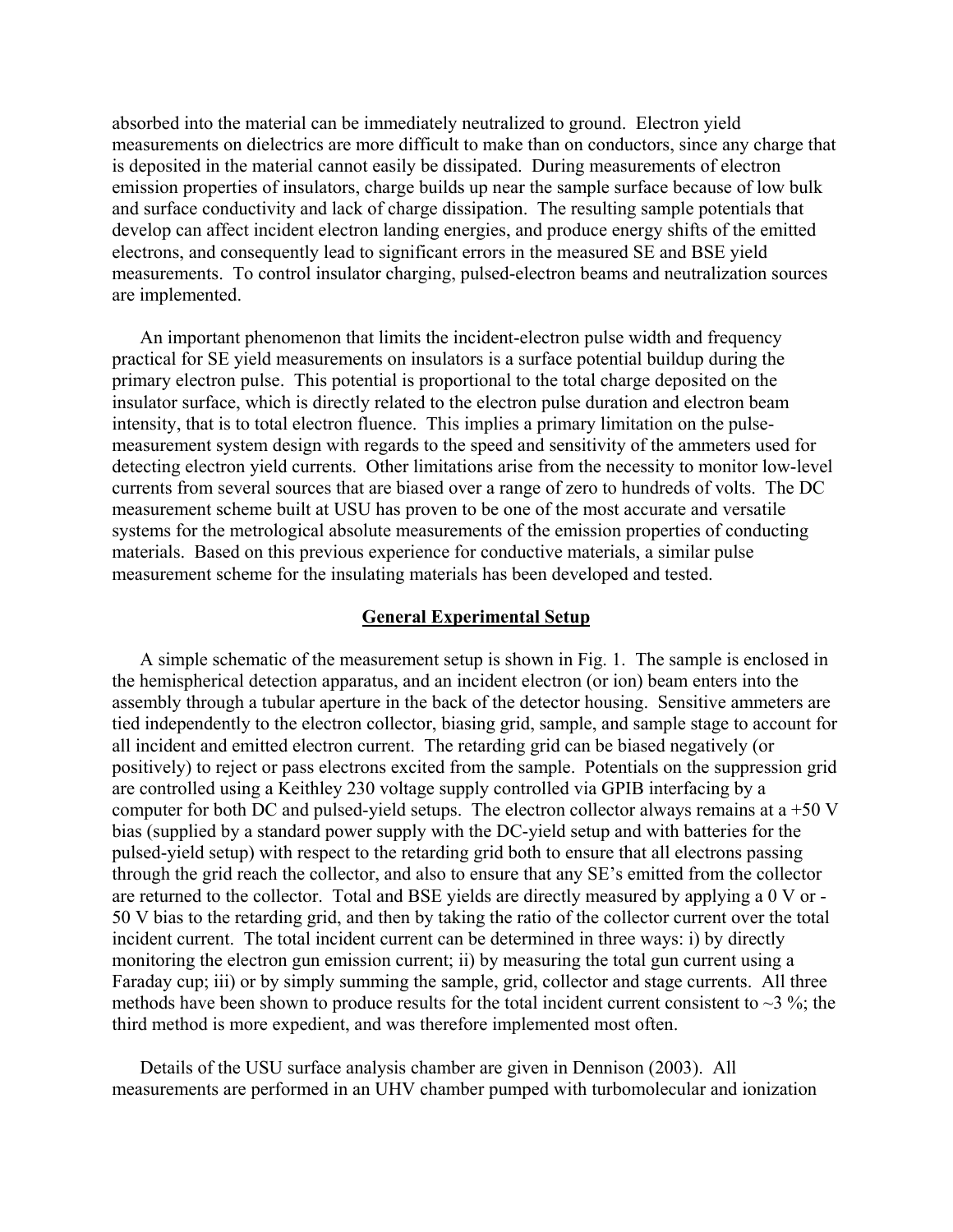absorbed into the material can be immediately neutralized to ground. Electron yield measurements on dielectrics are more difficult to make than on conductors, since any charge that is deposited in the material cannot easily be dissipated. During measurements of electron emission properties of insulators, charge builds up near the sample surface because of low bulk and surface conductivity and lack of charge dissipation. The resulting sample potentials that develop can affect incident electron landing energies, and produce energy shifts of the emitted electrons, and consequently lead to significant errors in the measured SE and BSE yield measurements. To control insulator charging, pulsed-electron beams and neutralization sources are implemented.

An important phenomenon that limits the incident-electron pulse width and frequency practical for SE yield measurements on insulators is a surface potential buildup during the primary electron pulse. This potential is proportional to the total charge deposited on the insulator surface, which is directly related to the electron pulse duration and electron beam intensity, that is to total electron fluence. This implies a primary limitation on the pulse-measurement system design with regards to the speed and sensitivity of the ammeters used for detecting electron yield currents. Other limitations arise from the necessity to monitor low-level currents from several sources that are biased over a range of zero to hundreds of volts. The DC measurement scheme built at USU has proven to be one of the most accurate and versatile systems for the metrological absolute measurements of the emission properties of conducting materials. Based on this previous experience for conductive materials, a similar pulse measurement scheme for the insulating materials has been developed and tested.

## General Experimental Setup

A simple schematic of the measurement setup is shown in Fig. 1. The sample is enclosed in the hemispherical detection apparatus, and an incident electron (or ion) beam enters into the assembly through a tubular aperture in the back of the detector housing. Sensitive ammeters are tied independently to the electron collector, biasing grid, sample, and sample stage to account for all incident and emitted electron current. The retarding grid can be biased negatively (or positively) to reject or pass electrons excited from the sample. Potentials on the suppression grid are controlled using a Keithley 230 voltage supply controlled via GPIB interfacing by a computer for both DC and pulsed-yield setups. The electron collector always remains at a +50 V bias (supplied by a standard power supply with the DC-yield setup and with batteries for the pulsed-yield setup) with respect to the retarding grid both to ensure that all electrons passing through the grid reach the collector, and also to ensure that any SE's emitted from the collector are returned to the collector. Total and BSE yields are directly measured by applying a 0 V or -50 V bias to the retarding grid, and then by taking the ratio of the collector current over the total incident current. The total incident current can be determined in three ways: i) by directly monitoring the electron gun emission current; ii) by measuring the total gun current using a Faraday cup; iii) or by simply summing the sample, grid, collector and stage currents. All three methods have been shown to produce results for the total incident current consistent to ~3 %; the third method is more expedient, and was therefore implemented most often.

Details of the USU surface analysis chamber are given in Dennison (2003). All measurements are performed in an UHV chamber pumped with turbomolecular and ionization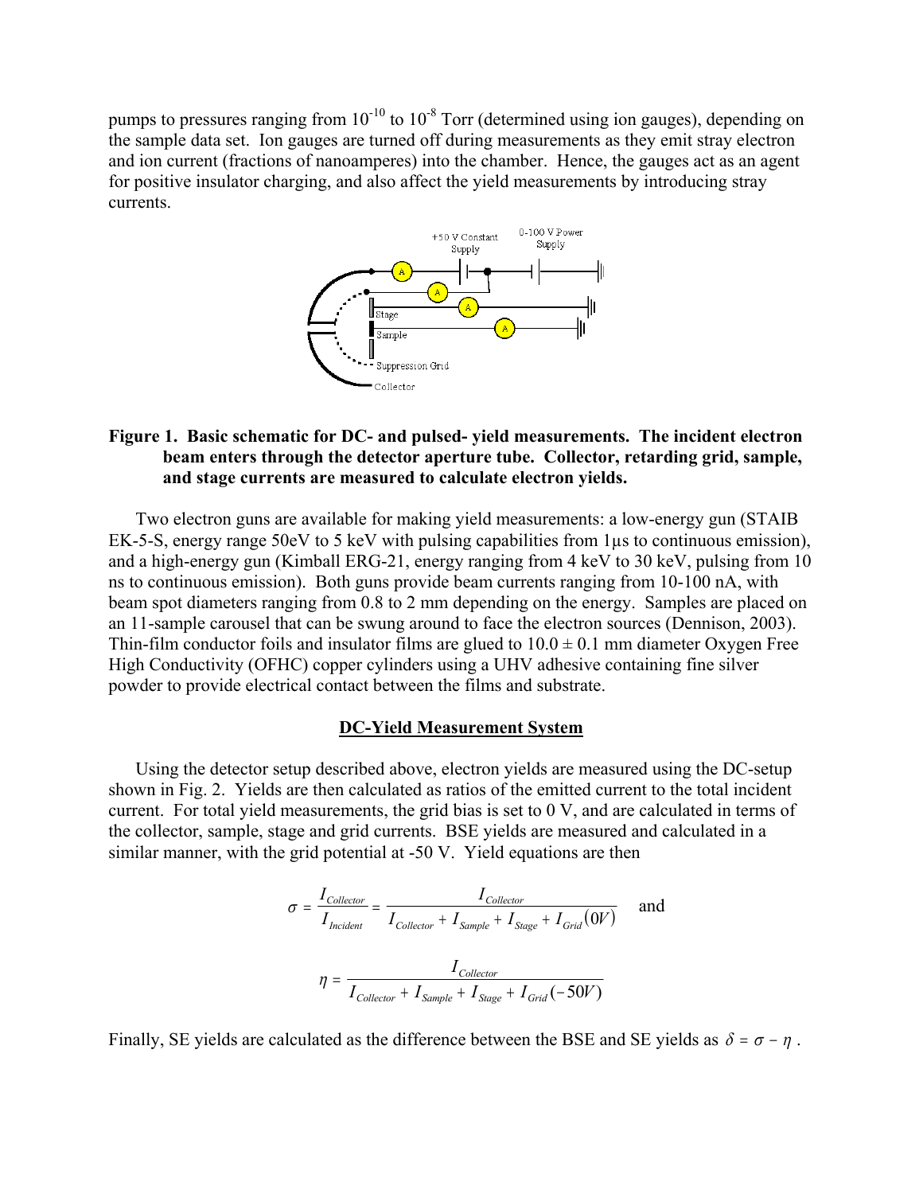pumps to pressures ranging from $10^{-10}$ to $10^{-8}$ Torr (determined using ion gauges), depending on the sample data set. Ion gauges are turned off during measurements as they emit stray electron and ion current (fractions of nanoamperes) into the chamber. Hence, the gauges act as an agent for positive insulator charging, and also affect the yield measurements by introducing stray currents.

**Figure 1. Basic schematic for DC- and pulsed- yield measurements. The incident electron beam enters through the detector aperture tube. Collector, retarding grid, sample, and stage currents are measured to calculate electron yields.**

Two electron guns are available for making yield measurements: a low-energy gun (STAIB EK-5-S, energy range 50eV to 5 keV with pulsing capabilities from 1μs to continuous emission), and a high-energy gun (Kimball ERG-21, energy ranging from 4 keV to 30 keV, pulsing from 10 ns to continuous emission). Both guns provide beam currents ranging from 10-100 nA, with beam spot diameters ranging from 0.8 to 2 mm depending on the energy. Samples are placed on an 11-sample carousel that can be swung around to face the electron sources (Dennison, 2003). Thin-film conductor foils and insulator films are glued to 10.0 ± 0.1 mm diameter Oxygen Free High Conductivity (OFHC) copper cylinders using a UHV adhesive containing fine silver powder to provide electrical contact between the films and substrate.

## DC-Yield Measurement System

Using the detector setup described above, electron yields are measured using the DC-setup shown in Fig. 2. Yields are then calculated as ratios of the emitted current to the total incident current. For total yield measurements, the grid bias is set to 0 V, and are calculated in terms of the collector, sample, stage and grid currents. BSE yields are measured and calculated in a similar manner, with the grid potential at -50 V. Yield equations are then

$$\sigma = \frac{I_{Collector}}{I_{Incident}} = \frac{I_{Collector}}{I_{Collector} + I_{Sample} + I_{Stage} + I_{Grid}(0V)} \quad \text{and}$$

$$\eta = \frac{I_{Collector}}{I_{Collector} + I_{Sample} + I_{Stage} + I_{Grid}(-50V)}$$

Finally, SE yields are calculated as the difference between the BSE and SE yields as $\delta = \sigma - \eta$ .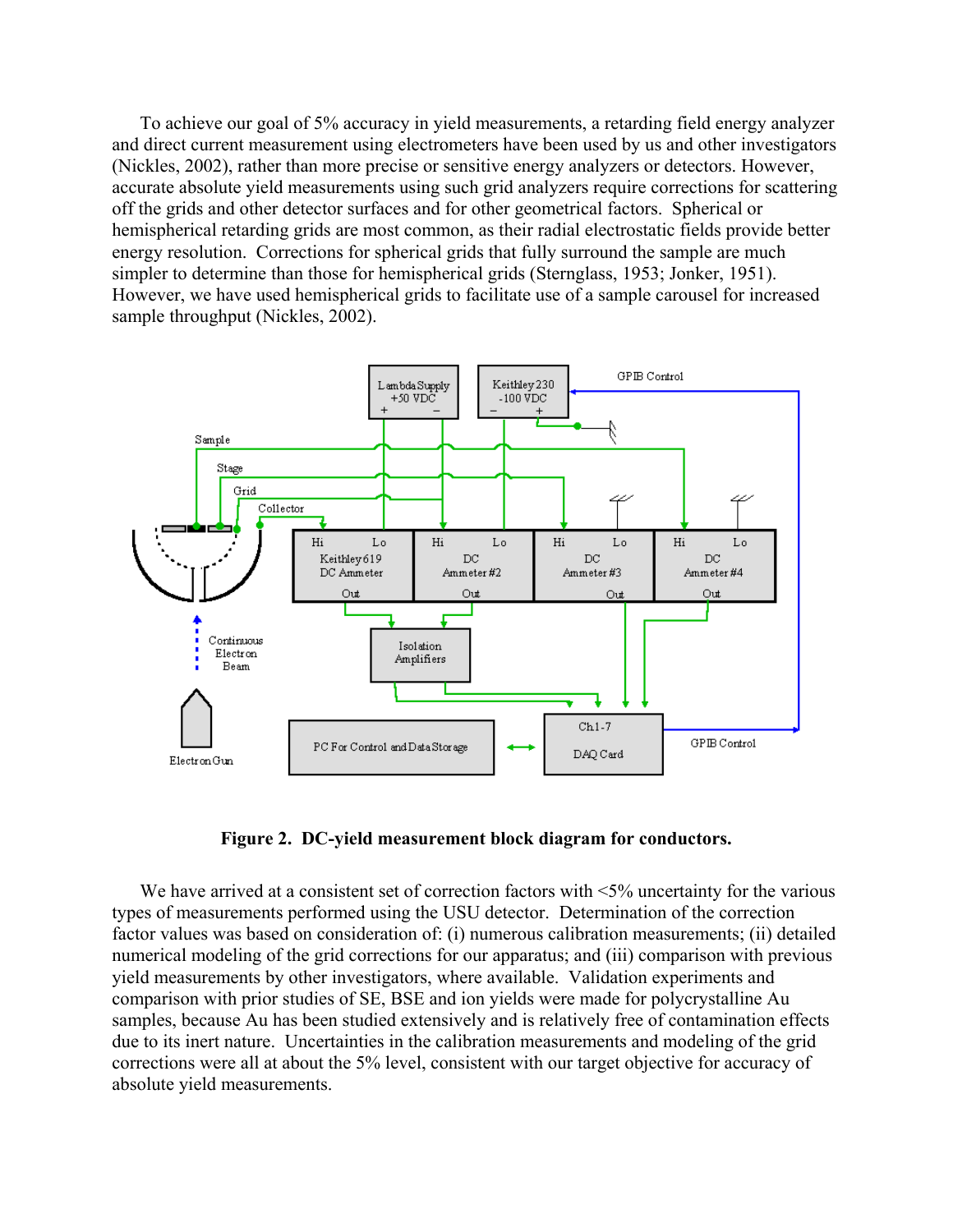To achieve our goal of 5% accuracy in yield measurements, a retarding field energy analyzer and direct current measurement using electrometers have been used by us and other investigators (Nickles, 2002), rather than more precise or sensitive energy analyzers or detectors. However, accurate absolute yield measurements using such grid analyzers require corrections for scattering off the grids and other detector surfaces and for other geometrical factors. Spherical or hemispherical retarding grids are most common, as their radial electrostatic fields provide better energy resolution. Corrections for spherical grids that fully surround the sample are much simpler to determine than those for hemispherical grids (Sternglass, 1953; Jonker, 1951). However, we have used hemispherical grids to facilitate use of a sample carousel for increased sample throughput (Nickles, 2002).

**Figure 2. DC-yield measurement block diagram for conductors.**

We have arrived at a consistent set of correction factors with <5% uncertainty for the various types of measurements performed using the USU detector. Determination of the correction factor values was based on consideration of: (i) numerous calibration measurements; (ii) detailed numerical modeling of the grid corrections for our apparatus; and (iii) comparison with previous yield measurements by other investigators, where available. Validation experiments and comparison with prior studies of SE, BSE and ion yields were made for polycrystalline Au samples, because Au has been studied extensively and is relatively free of contamination effects due to its inert nature. Uncertainties in the calibration measurements and modeling of the grid corrections were all at about the 5% level, consistent with our target objective for accuracy of absolute yield measurements.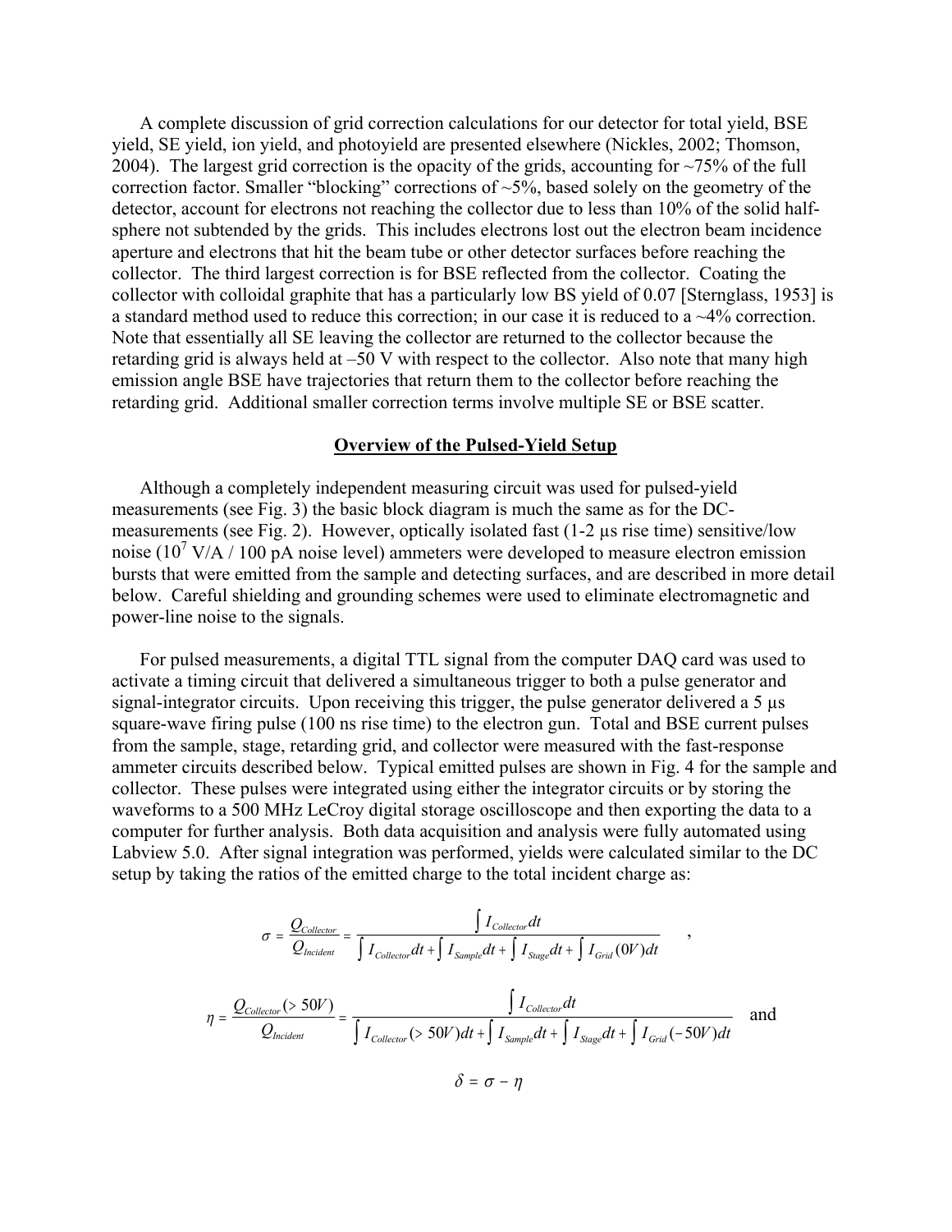A complete discussion of grid correction calculations for our detector for total yield, BSE yield, SE yield, ion yield, and photoyield are presented elsewhere (Nickles, 2002; Thomson, 2004). The largest grid correction is the opacity of the grids, accounting for ~75% of the full correction factor. Smaller "blocking" corrections of ~5%, based solely on the geometry of the detector, account for electrons not reaching the collector due to less than 10% of the solid half-sphere not subtended by the grids. This includes electrons lost out the electron beam incidence aperture and electrons that hit the beam tube or other detector surfaces before reaching the collector. The third largest correction is for BSE reflected from the collector. Coating the collector with colloidal graphite that has a particularly low BS yield of 0.07 [Sternglass, 1953] is a standard method used to reduce this correction; in our case it is reduced to a ~4% correction. Note that essentially all SE leaving the collector are returned to the collector because the retarding grid is always held at –50 V with respect to the collector. Also note that many high emission angle BSE have trajectories that return them to the collector before reaching the retarding grid. Additional smaller correction terms involve multiple SE or BSE scatter.

## Overview of the Pulsed-Yield Setup

Although a completely independent measuring circuit was used for pulsed-yield measurements (see Fig. 3) the basic block diagram is much the same as for the DC-measurements (see Fig. 2). However, optically isolated fast (1-2 μs rise time) sensitive/low noise ($10^7$ V/A / 100 pA noise level) ammeters were developed to measure electron emission bursts that were emitted from the sample and detecting surfaces, and are described in more detail below. Careful shielding and grounding schemes were used to eliminate electromagnetic and power-line noise to the signals.

For pulsed measurements, a digital TTL signal from the computer DAQ card was used to activate a timing circuit that delivered a simultaneous trigger to both a pulse generator and signal-integrator circuits. Upon receiving this trigger, the pulse generator delivered a 5 μs square-wave firing pulse (100 ns rise time) to the electron gun. Total and BSE current pulses from the sample, stage, retarding grid, and collector were measured with the fast-response ammeter circuits described below. Typical emitted pulses are shown in Fig. 4 for the sample and collector. These pulses were integrated using either the integrator circuits or by storing the waveforms to a 500 MHz LeCroy digital storage oscilloscope and then exporting the data to a computer for further analysis. Both data acquisition and analysis were fully automated using Labview 5.0. After signal integration was performed, yields were calculated similar to the DC setup by taking the ratios of the emitted charge to the total incident charge as:

$$\sigma = \frac{Q_{Collector}}{Q_{Incident}} = \frac{\int I_{Collector}dt}{\int I_{Collector}dt + \int I_{Sample}dt + \int I_{Stage}dt + \int I_{Grid}(0V)dt} \quad ,$$

$$\eta = \frac{Q_{Collector}(>50V)}{Q_{Incident}} = \frac{\int I_{Collector}dt}{\int I_{Collector}(>50V)dt + \int I_{Sample}dt + \int I_{Stage}dt + \int I_{Grid}(-50V)dt} \quad \text{and}$$

$$\delta = \sigma - \eta$$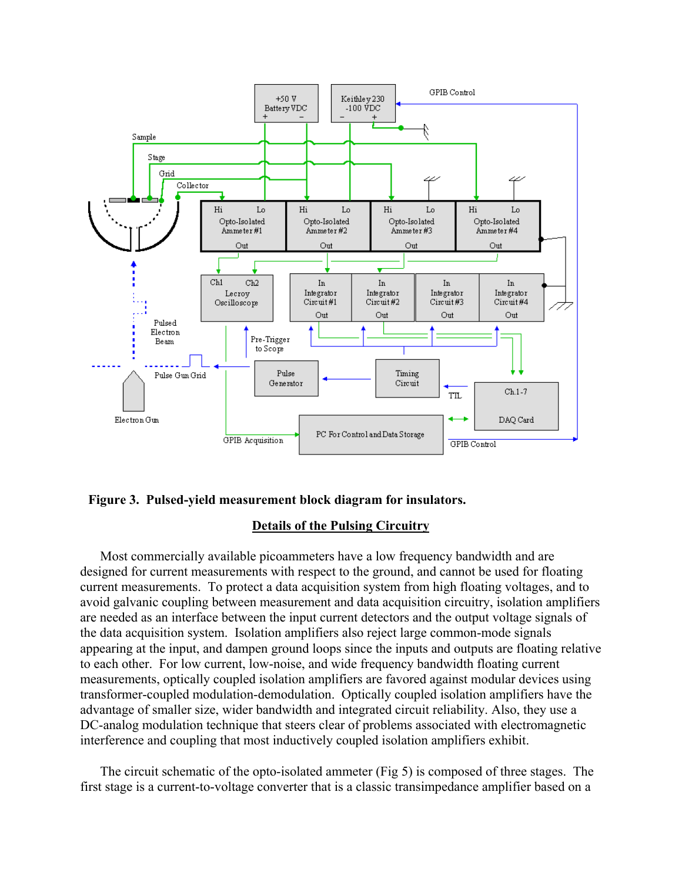**Figure 3. Pulsed-yield measurement block diagram for insulators.**

## Details of the Pulsing Circuitry

Most commercially available picoammeters have a low frequency bandwidth and are designed for current measurements with respect to the ground, and cannot be used for floating current measurements. To protect a data acquisition system from high floating voltages, and to avoid galvanic coupling between measurement and data acquisition circuitry, isolation amplifiers are needed as an interface between the input current detectors and the output voltage signals of the data acquisition system. Isolation amplifiers also reject large common-mode signals appearing at the input, and dampen ground loops since the inputs and outputs are floating relative to each other. For low current, low-noise, and wide frequency bandwidth floating current measurements, optically coupled isolation amplifiers are favored against modular devices using transformer-coupled modulation-demodulation. Optically coupled isolation amplifiers have the advantage of smaller size, wider bandwidth and integrated circuit reliability. Also, they use a DC-analog modulation technique that steers clear of problems associated with electromagnetic interference and coupling that most inductively coupled isolation amplifiers exhibit.

The circuit schematic of the opto-isolated ammeter (Fig 5) is composed of three stages. The first stage is a current-to-voltage converter that is a classic transimpedance amplifier based on a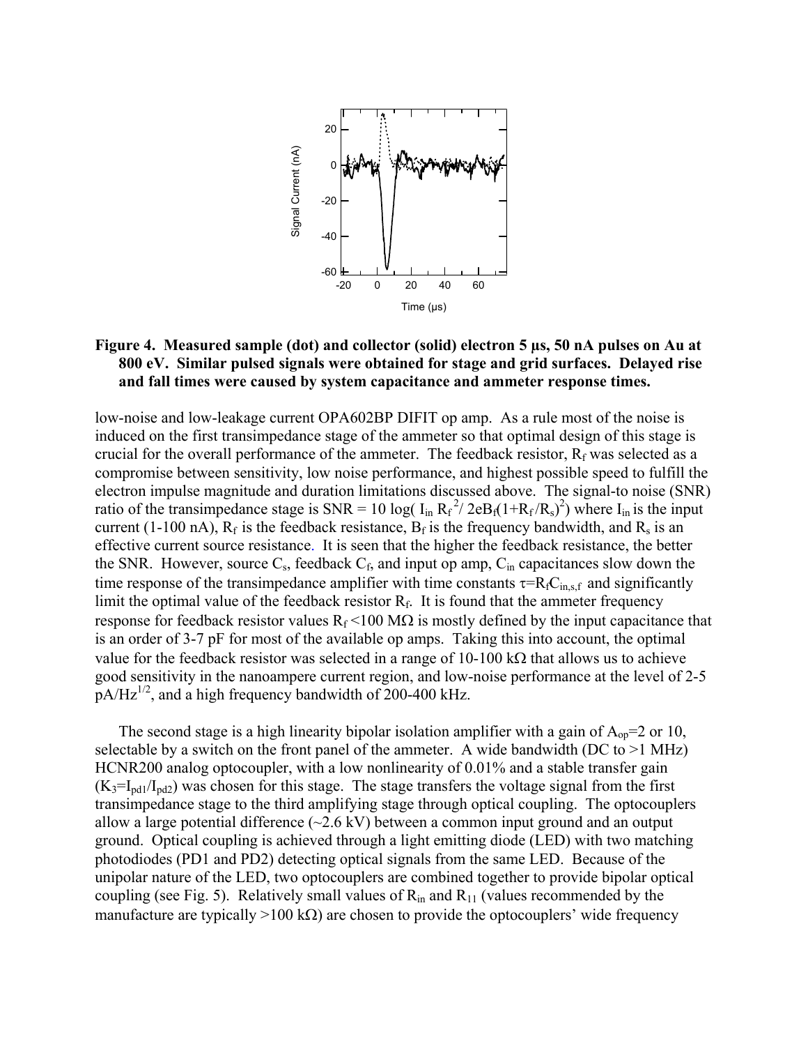**Figure 4. Measured sample (dot) and collector (solid) electron 5 µs, 50 nA pulses on Au at 800 eV. Similar pulsed signals were obtained for stage and grid surfaces. Delayed rise and fall times were caused by system capacitance and ammeter response times.**

low-noise and low-leakage current OPA602BP DIFIT op amp. As a rule most of the noise is induced on the first transimpedance stage of the ammeter so that optimal design of this stage is crucial for the overall performance of the ammeter. The feedback resistor, $R_f$ was selected as a compromise between sensitivity, low noise performance, and highest possible speed to fulfill the electron impulse magnitude and duration limitations discussed above. The signal-to noise (SNR) ratio of the transimpedance stage is $\mathrm{SNR} = 10 \log( I_{in} R_f^{\,2}/ 2eB_f(1+R_f/R_s)^2)$ where $I_{in}$ is the input current (1-100 nA), $R_f$ is the feedback resistance, $B_f$ is the frequency bandwidth, and $R_s$ is an effective current source resistance. It is seen that the higher the feedback resistance, the better the SNR. However, source $C_s$, feedback $C_f$, and input op amp, $C_{in}$ capacitances slow down the time response of the transimpedance amplifier with time constants $\tau=R_f C_{in,s,f}$ and significantly limit the optimal value of the feedback resistor $R_f$. It is found that the ammeter frequency response for feedback resistor values $R_f$ <100 MΩ is mostly defined by the input capacitance that is an order of 3-7 pF for most of the available op amps. Taking this into account, the optimal value for the feedback resistor was selected in a range of 10-100 kΩ that allows us to achieve good sensitivity in the nanoampere current region, and low-noise performance at the level of 2-5 pA/Hz$^{1/2}$, and a high frequency bandwidth of 200-400 kHz.

The second stage is a high linearity bipolar isolation amplifier with a gain of $A_{op}$=2 or 10, selectable by a switch on the front panel of the ammeter. A wide bandwidth (DC to >1 MHz) HCNR200 analog optocoupler, with a low nonlinearity of 0.01% and a stable transfer gain ($K_3=I_{pd1}/I_{pd2}$) was chosen for this stage. The stage transfers the voltage signal from the first transimpedance stage to the third amplifying stage through optical coupling. The optocouplers allow a large potential difference (~2.6 kV) between a common input ground and an output ground. Optical coupling is achieved through a light emitting diode (LED) with two matching photodiodes (PD1 and PD2) detecting optical signals from the same LED. Because of the unipolar nature of the LED, two optocouplers are combined together to provide bipolar optical coupling (see Fig. 5). Relatively small values of $R_{in}$ and $R_{11}$ (values recommended by the manufacture are typically >100 kΩ) are chosen to provide the optocouplers' wide frequency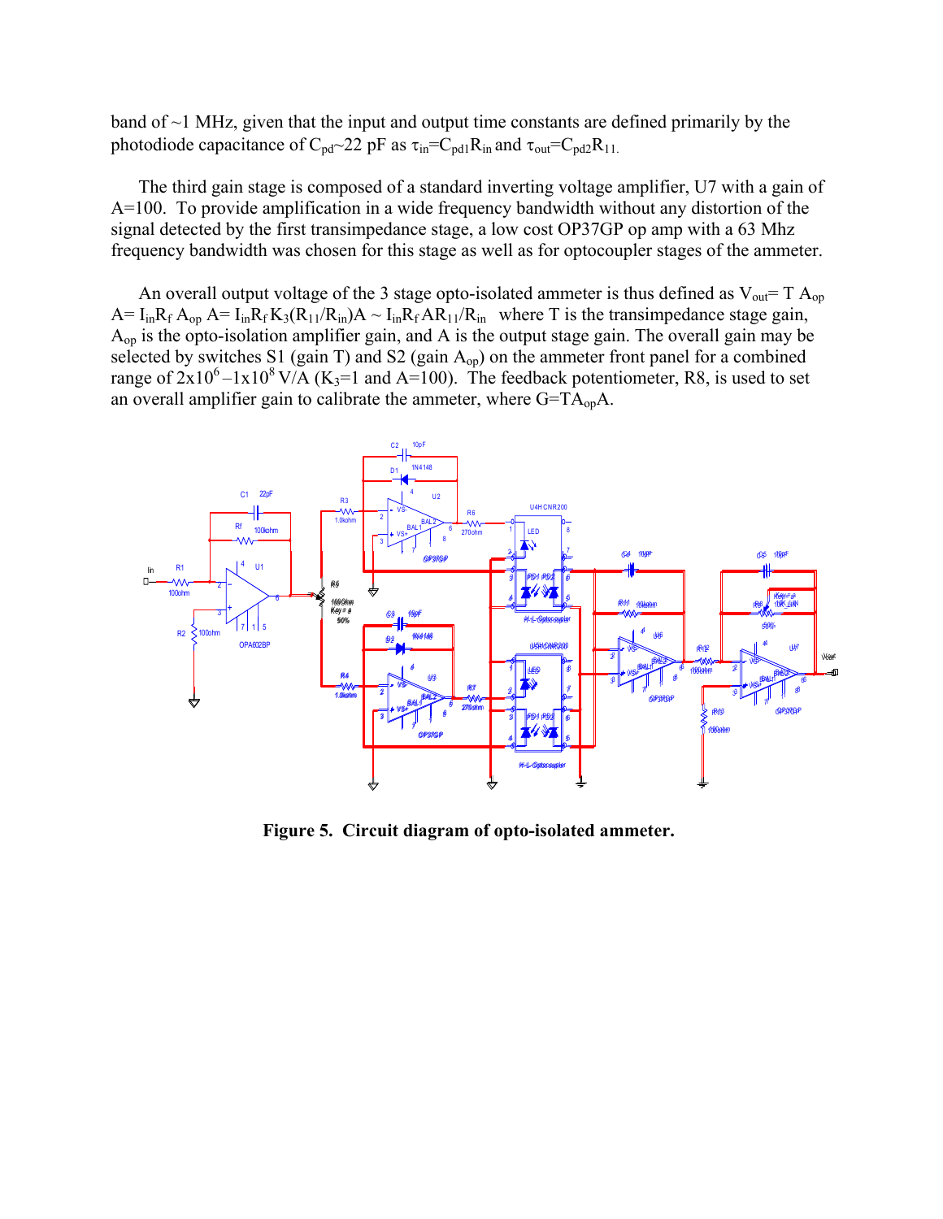band of ~1 MHz, given that the input and output time constants are defined primarily by the photodiode capacitance of $C_{pd}$~22 pF as $\tau_{in}=C_{pd1}R_{in}$ and $\tau_{out}=C_{pd2}R_{11}$.

The third gain stage is composed of a standard inverting voltage amplifier, U7 with a gain of A=100. To provide amplification in a wide frequency bandwidth without any distortion of the signal detected by the first transimpedance stage, a low cost OP37GP op amp with a 63 Mhz frequency bandwidth was chosen for this stage as well as for optocoupler stages of the ammeter.

An overall output voltage of the 3 stage opto-isolated ammeter is thus defined as $V_{out}= T\, A_{op}\, A= I_{in}R_f\, A_{op}\, A= I_{in}R_f\, K_3(R_{11}/R_{in})A \sim I_{in}R_f\, AR_{11}/R_{in}$ where T is the transimpedance stage gain, $A_{op}$ is the opto-isolation amplifier gain, and A is the output stage gain. The overall gain may be selected by switches S1 (gain T) and S2 (gain $A_{op}$) on the ammeter front panel for a combined range of $2\text{x}10^6 – 1\text{x}10^8$ V/A ($K_3$=1 and A=100). The feedback potentiometer, R8, is used to set an overall amplifier gain to calibrate the ammeter, where $G=TA_{op}A$.

**Figure 5. Circuit diagram of opto-isolated ammeter.**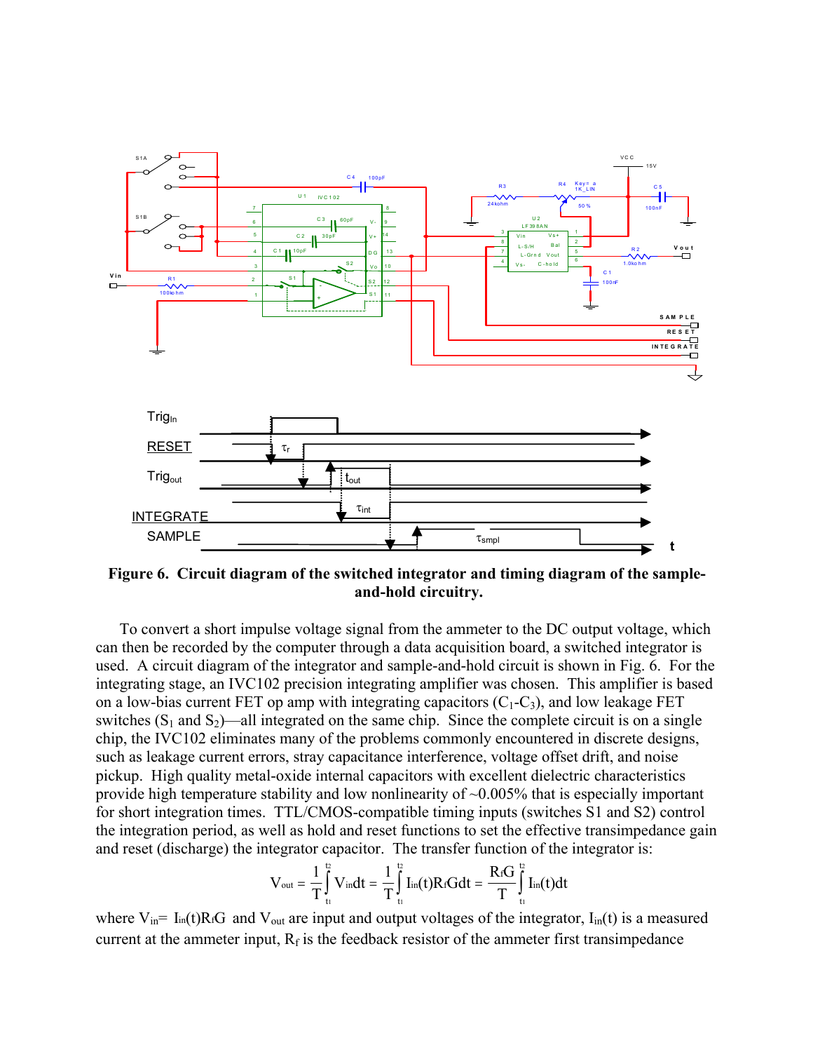**Figure 6. Circuit diagram of the switched integrator and timing diagram of the sample-and-hold circuitry.**

To convert a short impulse voltage signal from the ammeter to the DC output voltage, which can then be recorded by the computer through a data acquisition board, a switched integrator is used. A circuit diagram of the integrator and sample-and-hold circuit is shown in Fig. 6. For the integrating stage, an IVC102 precision integrating amplifier was chosen. This amplifier is based on a low-bias current FET op amp with integrating capacitors ($C_1$-$C_3$), and low leakage FET switches ($S_1$ and $S_2$)—all integrated on the same chip. Since the complete circuit is on a single chip, the IVC102 eliminates many of the problems commonly encountered in discrete designs, such as leakage current errors, stray capacitance interference, voltage offset drift, and noise pickup. High quality metal-oxide internal capacitors with excellent dielectric characteristics provide high temperature stability and low nonlinearity of ~0.005% that is especially important for short integration times. TTL/CMOS-compatible timing inputs (switches S1 and S2) control the integration period, as well as hold and reset functions to set the effective transimpedance gain and reset (discharge) the integrator capacitor. The transfer function of the integrator is:

$$V_{out} = \frac{1}{T}\int_{t_1}^{t_2} V_{in}dt = \frac{1}{T}\int_{t_1}^{t_2} I_{in}(t)R_fGdt = \frac{R_fG}{T}\int_{t_1}^{t_2} I_{in}(t)dt$$

where $V_{in}= I_{in}(t)R_fG$ and $V_{out}$ are input and output voltages of the integrator, $I_{in}(t)$ is a measured current at the ammeter input, $R_f$ is the feedback resistor of the ammeter first transimpedance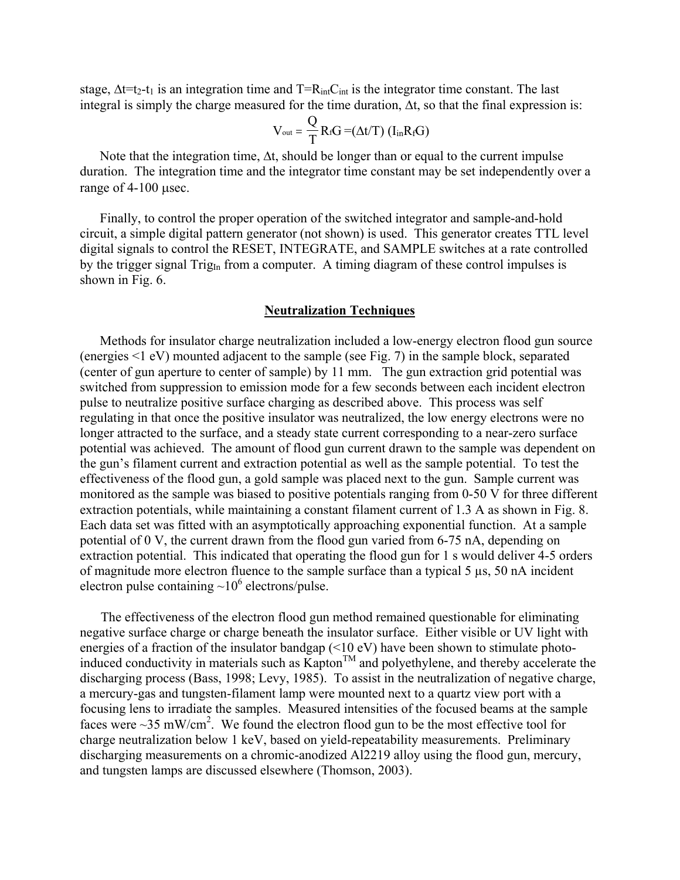stage, $\Delta t = t_2 - t_1$ is an integration time and $T = R_{int}C_{int}$ is the integrator time constant. The last integral is simply the charge measured for the time duration, $\Delta t$, so that the final expression is:

$$V_{out} = \frac{Q}{T} R_f G = (\Delta t / T)\,(I_{in} R_f G)$$

Note that the integration time, $\Delta t$, should be longer than or equal to the current impulse duration. The integration time and the integrator time constant may be set independently over a range of 4-100 μsec.

Finally, to control the proper operation of the switched integrator and sample-and-hold circuit, a simple digital pattern generator (not shown) is used. This generator creates TTL level digital signals to control the RESET, INTEGRATE, and SAMPLE switches at a rate controlled by the trigger signal $Trig_{In}$ from a computer. A timing diagram of these control impulses is shown in Fig. 6.

## Neutralization Techniques

Methods for insulator charge neutralization included a low-energy electron flood gun source (energies <1 eV) mounted adjacent to the sample (see Fig. 7) in the sample block, separated (center of gun aperture to center of sample) by 11 mm. The gun extraction grid potential was switched from suppression to emission mode for a few seconds between each incident electron pulse to neutralize positive surface charging as described above. This process was self regulating in that once the positive insulator was neutralized, the low energy electrons were no longer attracted to the surface, and a steady state current corresponding to a near-zero surface potential was achieved. The amount of flood gun current drawn to the sample was dependent on the gun's filament current and extraction potential as well as the sample potential. To test the effectiveness of the flood gun, a gold sample was placed next to the gun. Sample current was monitored as the sample was biased to positive potentials ranging from 0-50 V for three different extraction potentials, while maintaining a constant filament current of 1.3 A as shown in Fig. 8. Each data set was fitted with an asymptotically approaching exponential function. At a sample potential of 0 V, the current drawn from the flood gun varied from 6-75 nA, depending on extraction potential. This indicated that operating the flood gun for 1 s would deliver 4-5 orders of magnitude more electron fluence to the sample surface than a typical 5 μs, 50 nA incident electron pulse containing $\sim 10^6$ electrons/pulse.

The effectiveness of the electron flood gun method remained questionable for eliminating negative surface charge or charge beneath the insulator surface. Either visible or UV light with energies of a fraction of the insulator bandgap (<10 eV) have been shown to stimulate photo-induced conductivity in materials such as Kapton™ and polyethylene, and thereby accelerate the discharging process (Bass, 1998; Levy, 1985). To assist in the neutralization of negative charge, a mercury-gas and tungsten-filament lamp were mounted next to a quartz view port with a focusing lens to irradiate the samples. Measured intensities of the focused beams at the sample faces were ~35 mW/cm$^2$. We found the electron flood gun to be the most effective tool for charge neutralization below 1 keV, based on yield-repeatability measurements. Preliminary discharging measurements on a chromic-anodized Al2219 alloy using the flood gun, mercury, and tungsten lamps are discussed elsewhere (Thomson, 2003).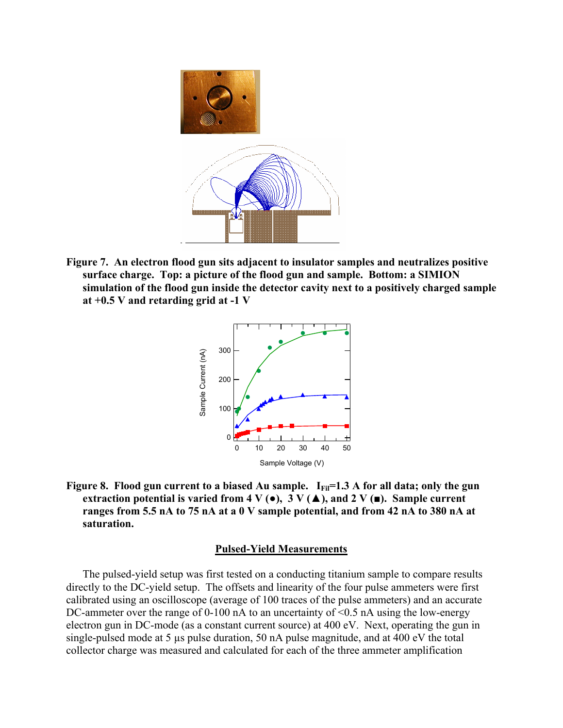**Figure 7. An electron flood gun sits adjacent to insulator samples and neutralizes positive surface charge. Top: a picture of the flood gun and sample. Bottom: a SIMION simulation of the flood gun inside the detector cavity next to a positively charged sample at +0.5 V and retarding grid at -1 V**

**Figure 8. Flood gun current to a biased Au sample. $I_{Fil}$=1.3 A for all data; only the gun extraction potential is varied from 4 V (●), 3 V (▲), and 2 V (■). Sample current ranges from 5.5 nA to 75 nA at a 0 V sample potential, and from 42 nA to 380 nA at saturation.**

## Pulsed-Yield Measurements

The pulsed-yield setup was first tested on a conducting titanium sample to compare results directly to the DC-yield setup. The offsets and linearity of the four pulse ammeters were first calibrated using an oscilloscope (average of 100 traces of the pulse ammeters) and an accurate DC-ammeter over the range of 0-100 nA to an uncertainty of <0.5 nA using the low-energy electron gun in DC-mode (as a constant current source) at 400 eV. Next, operating the gun in single-pulsed mode at 5 µs pulse duration, 50 nA pulse magnitude, and at 400 eV the total collector charge was measured and calculated for each of the three ammeter amplification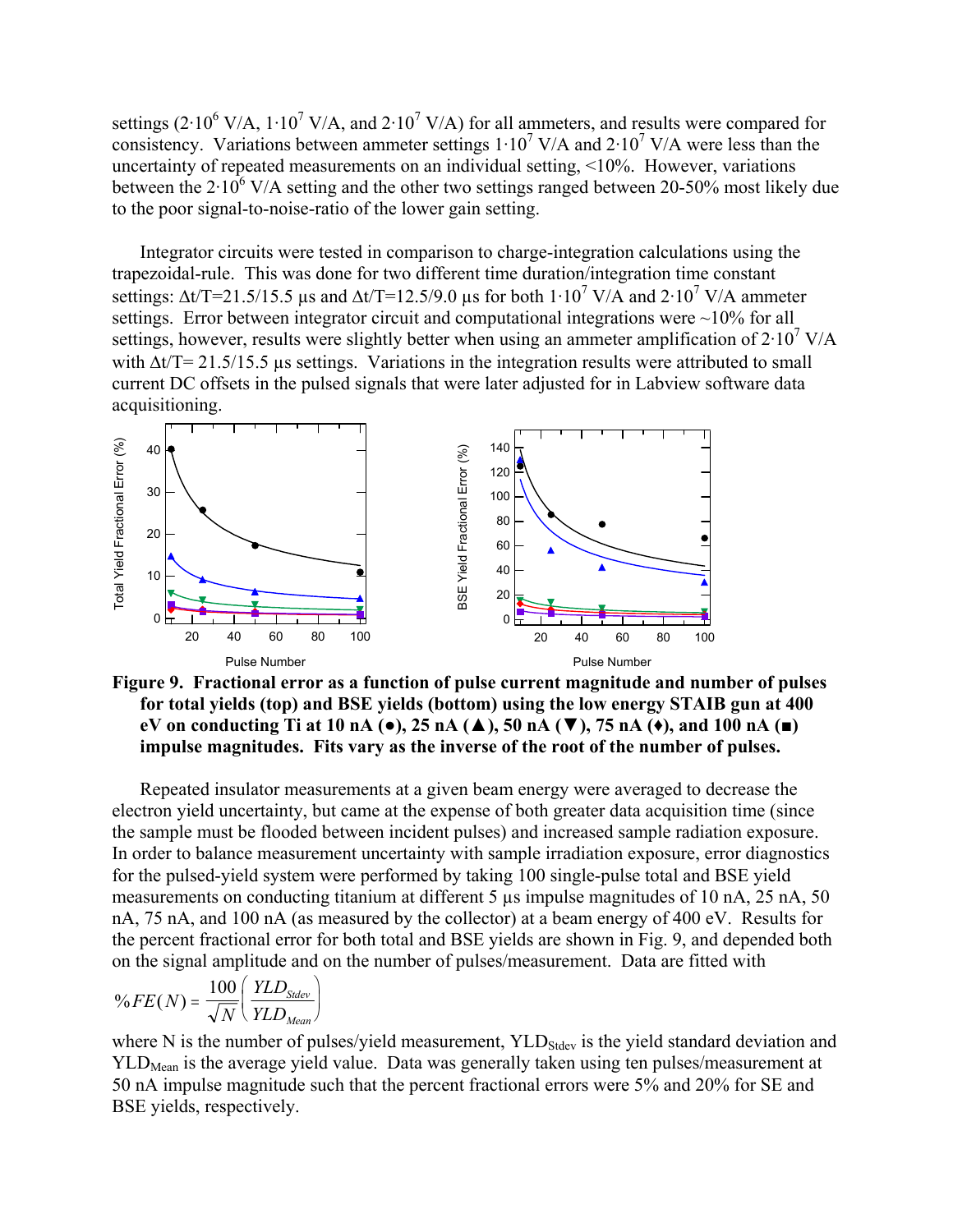settings ($2 \cdot 10^6$ V/A, $1 \cdot 10^7$ V/A, and $2 \cdot 10^7$ V/A) for all ammeters, and results were compared for consistency. Variations between ammeter settings $1 \cdot 10^7$ V/A and $2 \cdot 10^7$ V/A were less than the uncertainty of repeated measurements on an individual setting, <10%. However, variations between the $2 \cdot 10^6$ V/A setting and the other two settings ranged between 20-50% most likely due to the poor signal-to-noise-ratio of the lower gain setting.

Integrator circuits were tested in comparison to charge-integration calculations using the trapezoidal-rule. This was done for two different time duration/integration time constant settings: $\Delta t/T$=21.5/15.5 µs and $\Delta t/T$=12.5/9.0 µs for both $1 \cdot 10^7$ V/A and $2 \cdot 10^7$ V/A ammeter settings. Error between integrator circuit and computational integrations were ~10% for all settings, however, results were slightly better when using an ammeter amplification of $2 \cdot 10^7$ V/A with $\Delta t/T$= 21.5/15.5 µs settings. Variations in the integration results were attributed to small current DC offsets in the pulsed signals that were later adjusted for in Labview software data acquisitioning.

**Figure 9. Fractional error as a function of pulse current magnitude and number of pulses for total yields (top) and BSE yields (bottom) using the low energy STAIB gun at 400 eV on conducting Ti at 10 nA (●), 25 nA (▲), 50 nA (▼), 75 nA (♦), and 100 nA (■) impulse magnitudes. Fits vary as the inverse of the root of the number of pulses.**

Repeated insulator measurements at a given beam energy were averaged to decrease the electron yield uncertainty, but came at the expense of both greater data acquisition time (since the sample must be flooded between incident pulses) and increased sample radiation exposure. In order to balance measurement uncertainty with sample irradiation exposure, error diagnostics for the pulsed-yield system were performed by taking 100 single-pulse total and BSE yield measurements on conducting titanium at different 5 µs impulse magnitudes of 10 nA, 25 nA, 50 nA, 75 nA, and 100 nA (as measured by the collector) at a beam energy of 400 eV. Results for the percent fractional error for both total and BSE yields are shown in Fig. 9, and depended both on the signal amplitude and on the number of pulses/measurement. Data are fitted with

$$\%FE(N) = \frac{100}{\sqrt{N}}\left(\frac{YLD_{Stdev}}{YLD_{Mean}}\right)$$

where N is the number of pulses/yield measurement, $YLD_{Stdev}$ is the yield standard deviation and $YLD_{Mean}$ is the average yield value. Data was generally taken using ten pulses/measurement at 50 nA impulse magnitude such that the percent fractional errors were 5% and 20% for SE and BSE yields, respectively.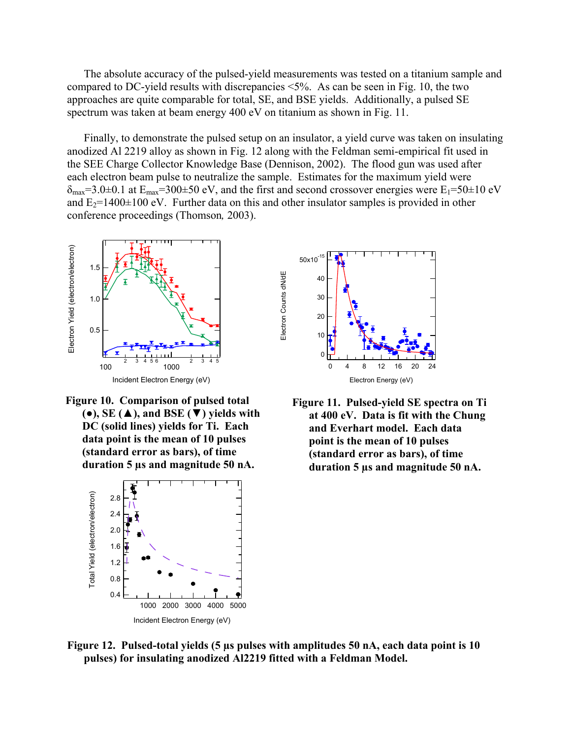The absolute accuracy of the pulsed-yield measurements was tested on a titanium sample and compared to DC-yield results with discrepancies <5%. As can be seen in Fig. 10, the two approaches are quite comparable for total, SE, and BSE yields. Additionally, a pulsed SE spectrum was taken at beam energy 400 eV on titanium as shown in Fig. 11.

Finally, to demonstrate the pulsed setup on an insulator, a yield curve was taken on insulating anodized Al 2219 alloy as shown in Fig. 12 along with the Feldman semi-empirical fit used in the SEE Charge Collector Knowledge Base (Dennison, 2002). The flood gun was used after each electron beam pulse to neutralize the sample. Estimates for the maximum yield were $\delta_{max}$=3.0±0.1 at $E_{max}$=300±50 eV, and the first and second crossover energies were $E_1$=50±10 eV and $E_2$=1400±100 eV. Further data on this and other insulator samples is provided in other conference proceedings (Thomson, 2003).

**Figure 10. Comparison of pulsed total (●), SE (▲), and BSE (▼) yields with DC (solid lines) yields for Ti. Each data point is the mean of 10 pulses (standard error as bars), of time duration 5 μs and magnitude 50 nA.**

**Figure 11. Pulsed-yield SE spectra on Ti at 400 eV. Data is fit with the Chung and Everhart model. Each data point is the mean of 10 pulses (standard error as bars), of time duration 5 μs and magnitude 50 nA.**

**Figure 12. Pulsed-total yields (5 μs pulses with amplitudes 50 nA, each data point is 10 pulses) for insulating anodized Al2219 fitted with a Feldman Model.**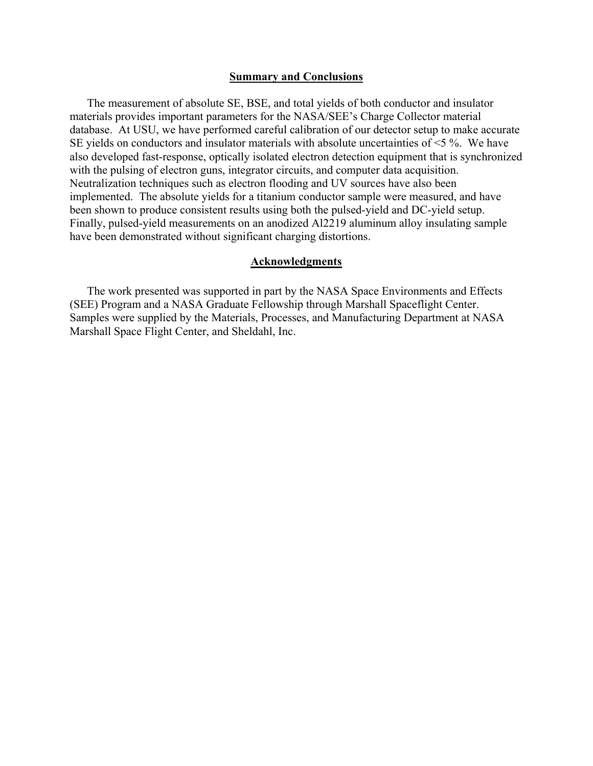## Summary and Conclusions

The measurement of absolute SE, BSE, and total yields of both conductor and insulator materials provides important parameters for the NASA/SEE's Charge Collector material database. At USU, we have performed careful calibration of our detector setup to make accurate SE yields on conductors and insulator materials with absolute uncertainties of <5 %. We have also developed fast-response, optically isolated electron detection equipment that is synchronized with the pulsing of electron guns, integrator circuits, and computer data acquisition. Neutralization techniques such as electron flooding and UV sources have also been implemented. The absolute yields for a titanium conductor sample were measured, and have been shown to produce consistent results using both the pulsed-yield and DC-yield setup. Finally, pulsed-yield measurements on an anodized Al2219 aluminum alloy insulating sample have been demonstrated without significant charging distortions.

## Acknowledgments

The work presented was supported in part by the NASA Space Environments and Effects (SEE) Program and a NASA Graduate Fellowship through Marshall Spaceflight Center. Samples were supplied by the Materials, Processes, and Manufacturing Department at NASA Marshall Space Flight Center, and Sheldahl, Inc.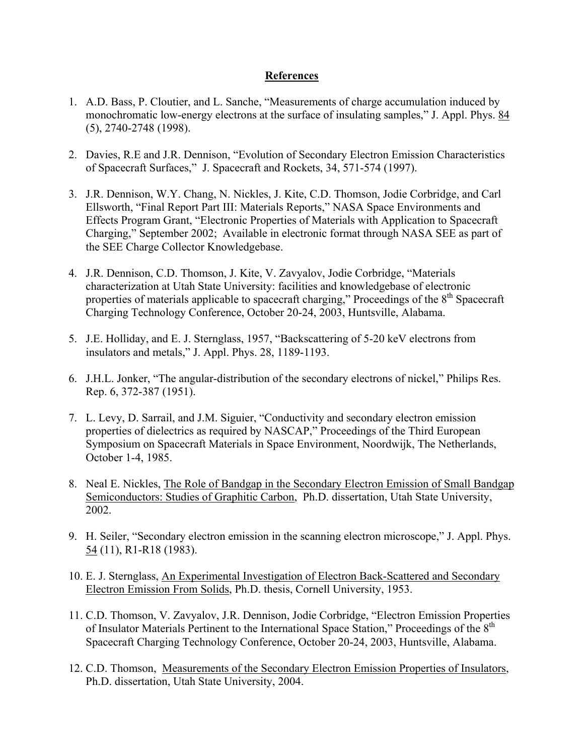## References

1. A.D. Bass, P. Cloutier, and L. Sanche, "Measurements of charge accumulation induced by monochromatic low-energy electrons at the surface of insulating samples," J. Appl. Phys. 84 (5), 2740-2748 (1998).

2. Davies, R.E and J.R. Dennison, "Evolution of Secondary Electron Emission Characteristics of Spacecraft Surfaces," J. Spacecraft and Rockets, 34, 571-574 (1997).

3. J.R. Dennison, W.Y. Chang, N. Nickles, J. Kite, C.D. Thomson, Jodie Corbridge, and Carl Ellsworth, "Final Report Part III: Materials Reports," NASA Space Environments and Effects Program Grant, "Electronic Properties of Materials with Application to Spacecraft Charging," September 2002; Available in electronic format through NASA SEE as part of the SEE Charge Collector Knowledgebase.

4. J.R. Dennison, C.D. Thomson, J. Kite, V. Zavyalov, Jodie Corbridge, "Materials characterization at Utah State University: facilities and knowledgebase of electronic properties of materials applicable to spacecraft charging," Proceedings of the 8th Spacecraft Charging Technology Conference, October 20-24, 2003, Huntsville, Alabama.

5. J.E. Holliday, and E. J. Sternglass, 1957, "Backscattering of 5-20 keV electrons from insulators and metals," J. Appl. Phys. 28, 1189-1193.

6. J.H.L. Jonker, "The angular-distribution of the secondary electrons of nickel," Philips Res. Rep. 6, 372-387 (1951).

7. L. Levy, D. Sarrail, and J.M. Siguier, "Conductivity and secondary electron emission properties of dielectrics as required by NASCAP," Proceedings of the Third European Symposium on Spacecraft Materials in Space Environment, Noordwijk, The Netherlands, October 1-4, 1985.

8. Neal E. Nickles, The Role of Bandgap in the Secondary Electron Emission of Small Bandgap Semiconductors: Studies of Graphitic Carbon, Ph.D. dissertation, Utah State University, 2002.

9. H. Seiler, "Secondary electron emission in the scanning electron microscope," J. Appl. Phys. 54 (11), R1-R18 (1983).

10. E. J. Sternglass, An Experimental Investigation of Electron Back-Scattered and Secondary Electron Emission From Solids, Ph.D. thesis, Cornell University, 1953.

11. C.D. Thomson, V. Zavyalov, J.R. Dennison, Jodie Corbridge, "Electron Emission Properties of Insulator Materials Pertinent to the International Space Station," Proceedings of the 8th Spacecraft Charging Technology Conference, October 20-24, 2003, Huntsville, Alabama.

12. C.D. Thomson, Measurements of the Secondary Electron Emission Properties of Insulators, Ph.D. dissertation, Utah State University, 2004.